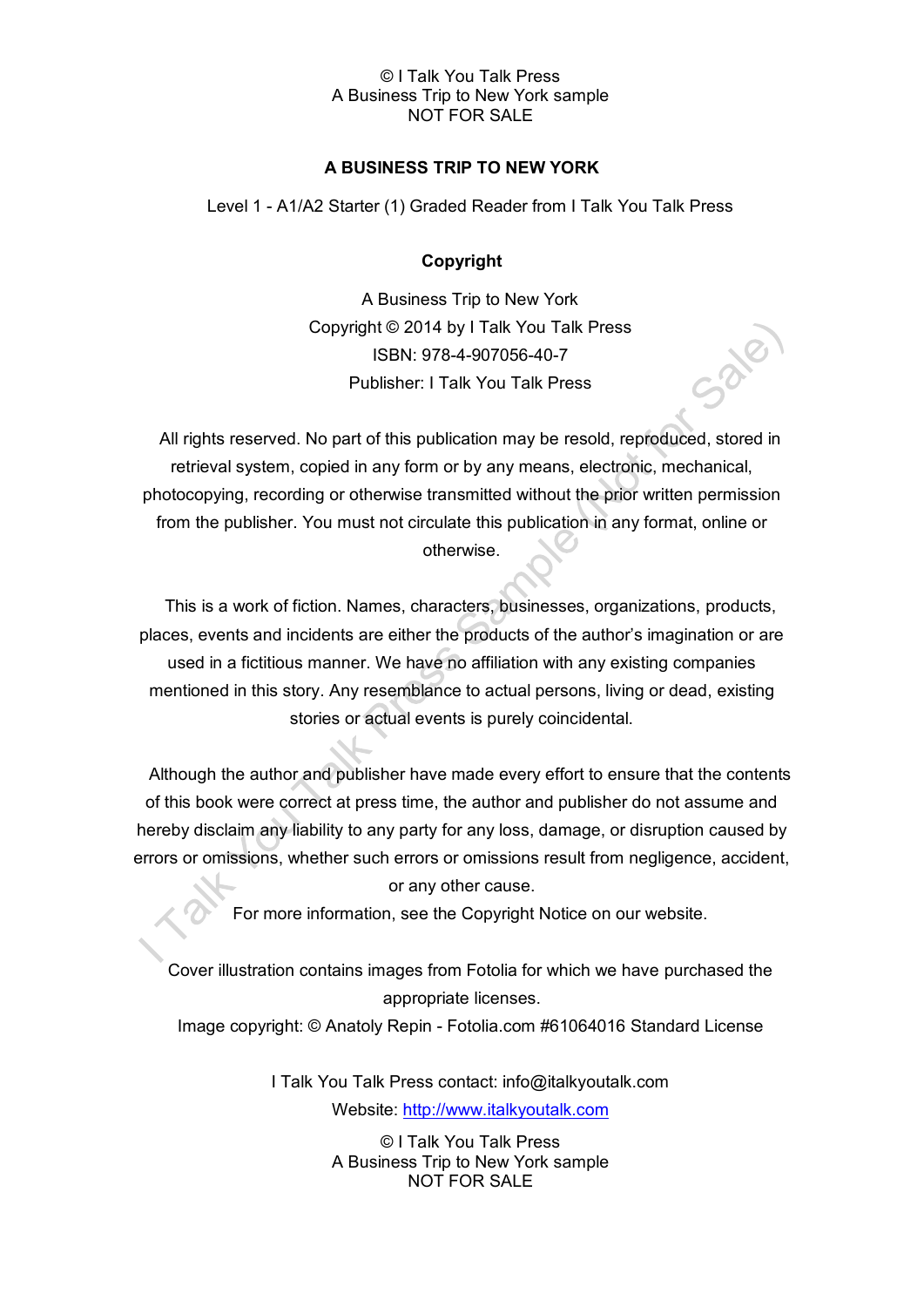# A BUSINESS TRIP TO NEW YORK

Level 1 - A1/A2 Starter (1) Graded Reader from I Talk You Talk Press

## Copyright

A Business Trip to New York
Copyright © 2014 by I Talk You Talk Press
ISBN: 978-4-907056-40-7
Publisher: I Talk You Talk Press

All rights reserved. No part of this publication may be resold, reproduced, stored in retrieval system, copied in any form or by any means, electronic, mechanical, photocopying, recording or otherwise transmitted without the prior written permission from the publisher. You must not circulate this publication in any format, online or otherwise.

This is a work of fiction. Names, characters, businesses, organizations, products, places, events and incidents are either the products of the author's imagination or are used in a fictitious manner. We have no affiliation with any existing companies mentioned in this story. Any resemblance to actual persons, living or dead, existing stories or actual events is purely coincidental.

Although the author and publisher have made every effort to ensure that the contents of this book were correct at press time, the author and publisher do not assume and hereby disclaim any liability to any party for any loss, damage, or disruption caused by errors or omissions, whether such errors or omissions result from negligence, accident, or any other cause.

For more information, see the Copyright Notice on our website.

Cover illustration contains images from Fotolia for which we have purchased the appropriate licenses.
Image copyright: © Anatoly Repin - Fotolia.com #61064016 Standard License

I Talk You Talk Press contact: info@italkyoutalk.com
Website: http://www.italkyoutalk.com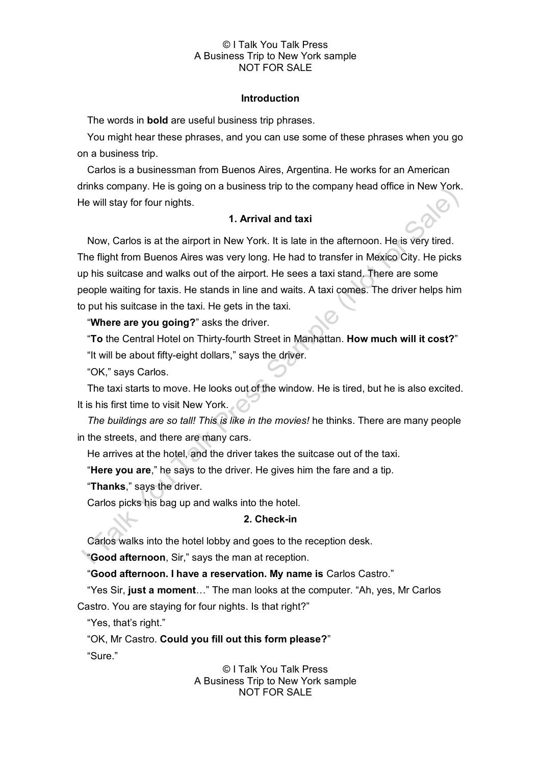## Introduction

The words in **bold** are useful business trip phrases.

You might hear these phrases, and you can use some of these phrases when you go on a business trip.

Carlos is a businessman from Buenos Aires, Argentina. He works for an American drinks company. He is going on a business trip to the company head office in New York. He will stay for four nights.

### 1. Arrival and taxi

Now, Carlos is at the airport in New York. It is late in the afternoon. He is very tired. The flight from Buenos Aires was very long. He had to transfer in Mexico City. He picks up his suitcase and walks out of the airport. He sees a taxi stand. There are some people waiting for taxis. He stands in line and waits. A taxi comes. The driver helps him to put his suitcase in the taxi. He gets in the taxi.

"**Where are you going?**" asks the driver.

"**To** the Central Hotel on Thirty-fourth Street in Manhattan. **How much will it cost?**"

"It will be about fifty-eight dollars," says the driver.

"OK," says Carlos.

The taxi starts to move. He looks out of the window. He is tired, but he is also excited. It is his first time to visit New York.

*The buildings are so tall! This is like in the movies!* he thinks. There are many people in the streets, and there are many cars.

He arrives at the hotel, and the driver takes the suitcase out of the taxi.

"**Here you are**," he says to the driver. He gives him the fare and a tip.

"**Thanks**," says the driver.

Carlos picks his bag up and walks into the hotel.

### 2. Check-in

Carlos walks into the hotel lobby and goes to the reception desk.

"**Good afternoon**, Sir," says the man at reception.

"**Good afternoon. I have a reservation. My name is** Carlos Castro."

"Yes Sir, **just a moment**…" The man looks at the computer. "Ah, yes, Mr Carlos Castro. You are staying for four nights. Is that right?"

"Yes, that's right."

"OK, Mr Castro. **Could you fill out this form please?**"

"Sure."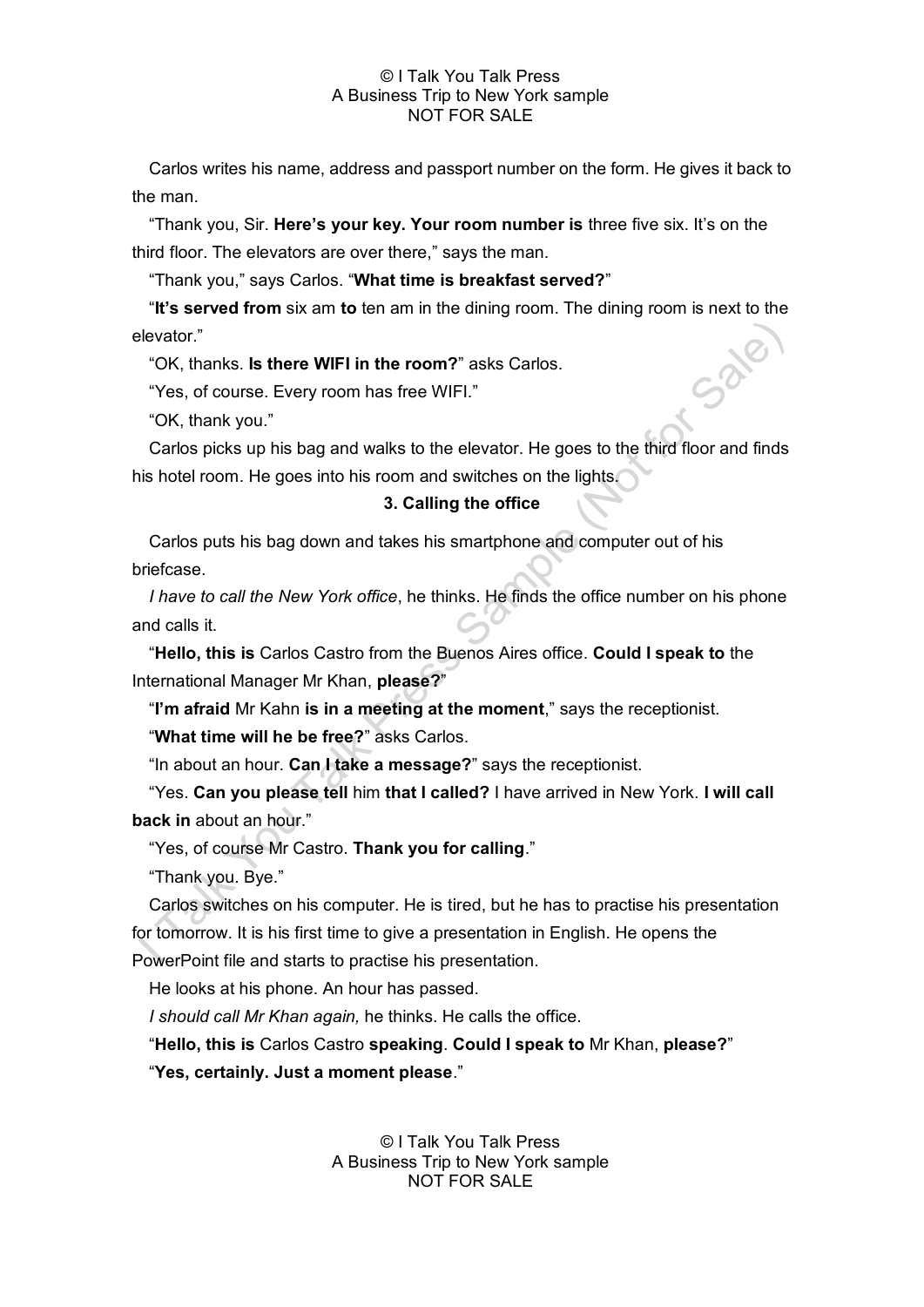Carlos writes his name, address and passport number on the form. He gives it back to the man.

"Thank you, Sir. **Here's your key. Your room number is** three five six. It's on the third floor. The elevators are over there," says the man.

"Thank you," says Carlos. "**What time is breakfast served?**"

"**It's served from** six am **to** ten am in the dining room. The dining room is next to the elevator."

"OK, thanks. **Is there WIFI in the room?**" asks Carlos.

"Yes, of course. Every room has free WIFI."

"OK, thank you."

Carlos picks up his bag and walks to the elevator. He goes to the third floor and finds his hotel room. He goes into his room and switches on the lights.

### 3. Calling the office

Carlos puts his bag down and takes his smartphone and computer out of his briefcase.

*I have to call the New York office*, he thinks. He finds the office number on his phone and calls it.

"**Hello, this is** Carlos Castro from the Buenos Aires office. **Could I speak to** the International Manager Mr Khan, **please?**"

"**I'm afraid** Mr Kahn **is in a meeting at the moment**," says the receptionist.

"**What time will he be free?**" asks Carlos.

"In about an hour. **Can I take a message?**" says the receptionist.

"Yes. **Can you please tell** him **that I called?** I have arrived in New York. **I will call back in** about an hour."

"Yes, of course Mr Castro. **Thank you for calling**."

"Thank you. Bye."

Carlos switches on his computer. He is tired, but he has to practise his presentation for tomorrow. It is his first time to give a presentation in English. He opens the PowerPoint file and starts to practise his presentation.

He looks at his phone. An hour has passed.

*I should call Mr Khan again,* he thinks. He calls the office.

"**Hello, this is** Carlos Castro **speaking**. **Could I speak to** Mr Khan, **please?**"

"**Yes, certainly. Just a moment please**."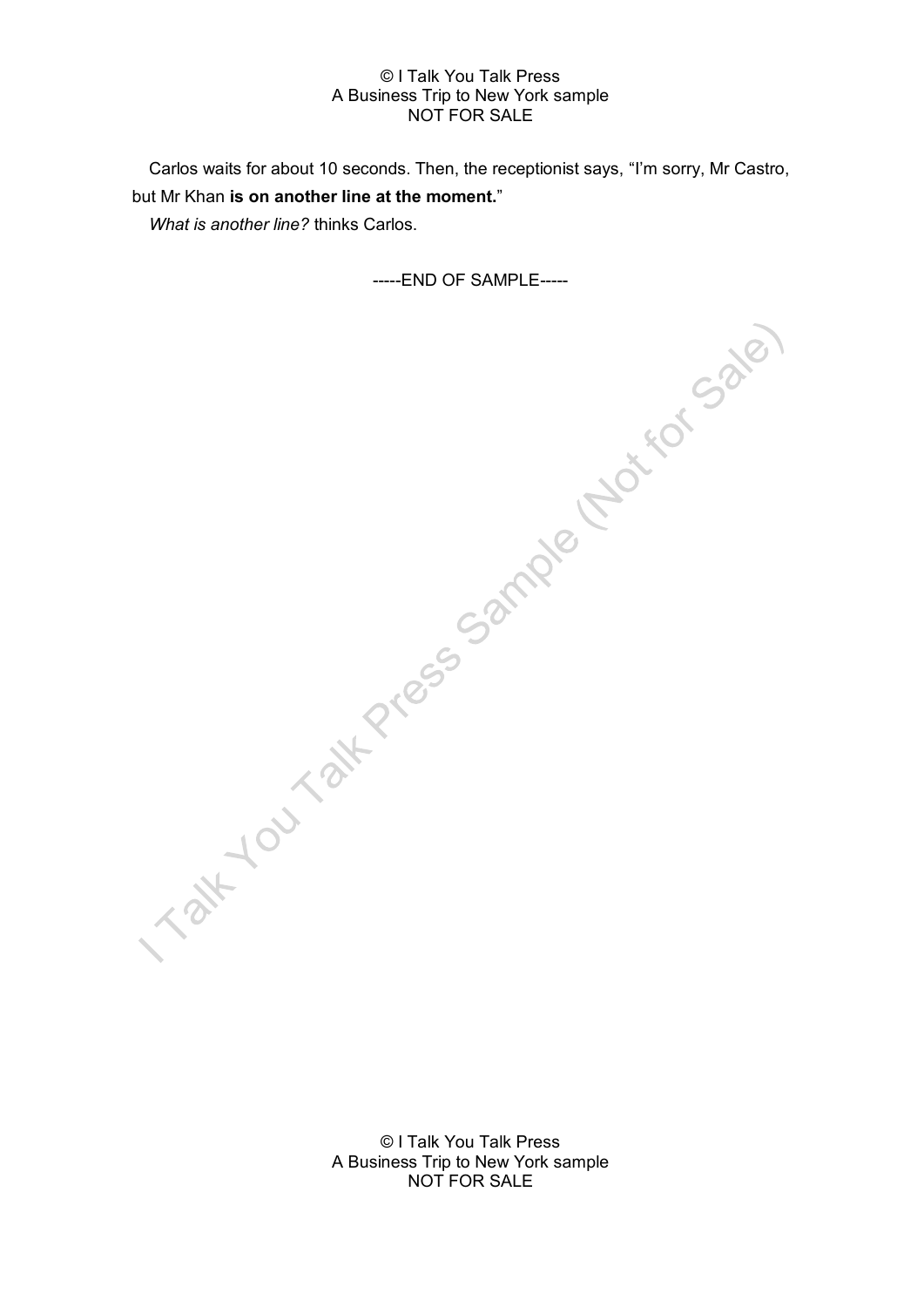Carlos waits for about 10 seconds. Then, the receptionist says, “I’m sorry, Mr Castro, but Mr Khan **is on another line at the moment.**”

*What is another line?* thinks Carlos.

-----END OF SAMPLE-----